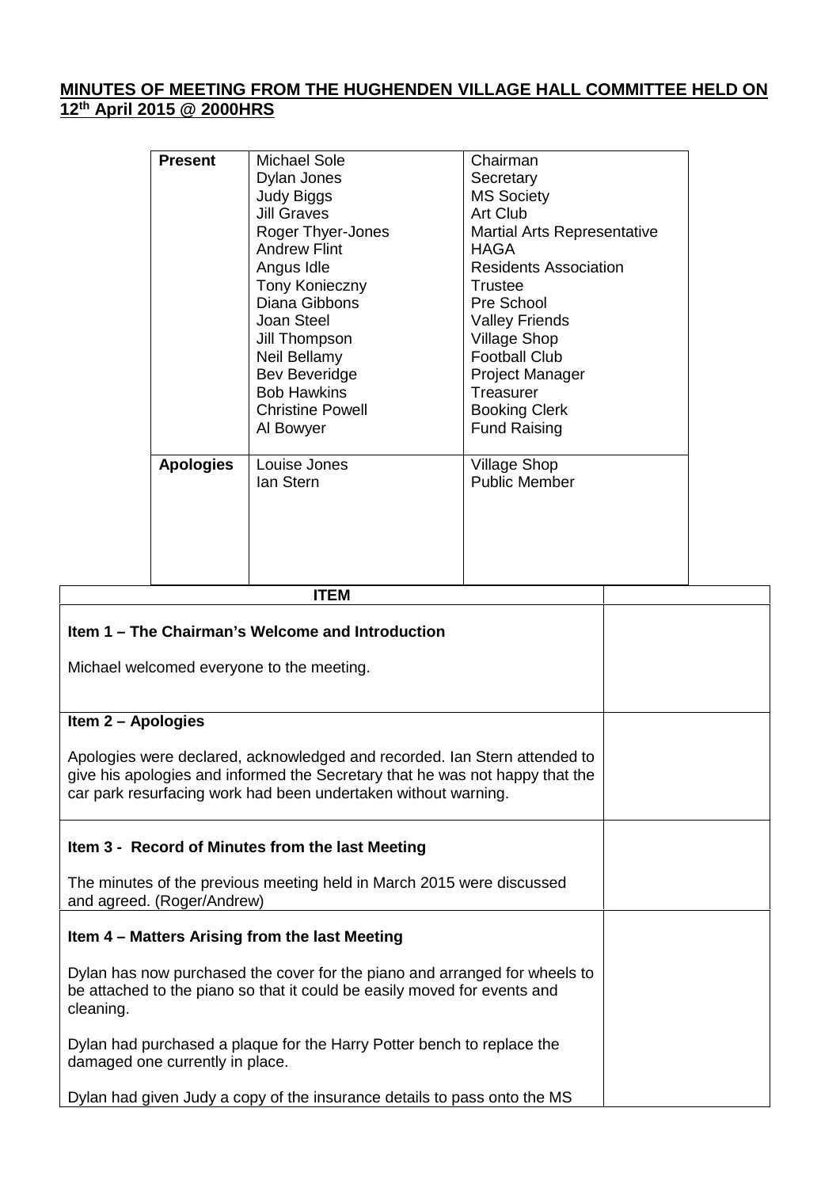## MINUTES OF MEETING FROM THE HUGHENDEN VILLAGE HALL COMMITTEE HELD ON 12th April 2015 @ 2000HRS

| | | |
|---|---|---|
| **Present** | Michael Sole | Chairman |
| | Dylan Jones | Secretary |
| | Judy Biggs | MS Society |
| | Jill Graves | Art Club |
| | Roger Thyer-Jones | Martial Arts Representative |
| | Andrew Flint | HAGA |
| | Angus Idle | Residents Association |
| | Tony Konieczny | Trustee |
| | Diana Gibbons | Pre School |
| | Joan Steel | Valley Friends |
| | Jill Thompson | Village Shop |
| | Neil Bellamy | Football Club |
| | Bev Beveridge | Project Manager |
| | Bob Hawkins | Treasurer |
| | Christine Powell | Booking Clerk |
| | Al Bowyer | Fund Raising |
| **Apologies** | Louise Jones | Village Shop |
| | Ian Stern | Public Member |

| ITEM | |
|---|---|
| **Item 1 – The Chairman's Welcome and Introduction**<br><br>Michael welcomed everyone to the meeting. | |
| **Item 2 – Apologies**<br><br>Apologies were declared, acknowledged and recorded. Ian Stern attended to give his apologies and informed the Secretary that he was not happy that the car park resurfacing work had been undertaken without warning. | |
| **Item 3 - Record of Minutes from the last Meeting**<br><br>The minutes of the previous meeting held in March 2015 were discussed and agreed. (Roger/Andrew) | |
| **Item 4 – Matters Arising from the last Meeting**<br><br>Dylan has now purchased the cover for the piano and arranged for wheels to be attached to the piano so that it could be easily moved for events and cleaning.<br><br>Dylan had purchased a plaque for the Harry Potter bench to replace the damaged one currently in place.<br><br>Dylan had given Judy a copy of the insurance details to pass onto the MS | |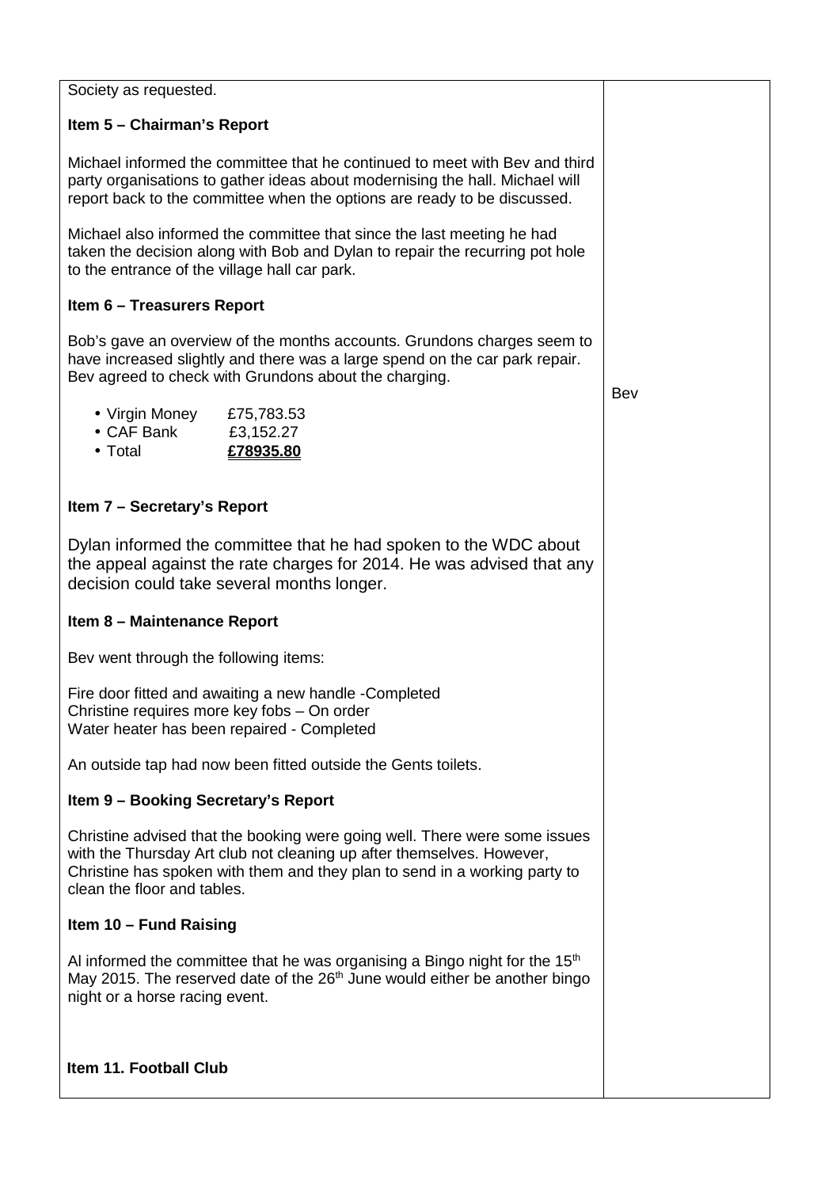| | |
|---|---|
| Society as requested.<br><br>**Item 5 – Chairman's Report**<br><br>Michael informed the committee that he continued to meet with Bev and third party organisations to gather ideas about modernising the hall. Michael will report back to the committee when the options are ready to be discussed.<br><br>Michael also informed the committee that since the last meeting he had taken the decision along with Bob and Dylan to repair the recurring pot hole to the entrance of the village hall car park.<br><br>**Item 6 – Treasurers Report**<br><br>Bob's gave an overview of the months accounts. Grundons charges seem to have increased slightly and there was a large spend on the car park repair. Bev agreed to check with Grundons about the charging.<br><br>• Virgin Money £75,783.53<br>• CAF Bank £3,152.27<br>• Total **£78935.80**<br><br>**Item 7 – Secretary's Report**<br><br>Dylan informed the committee that he had spoken to the WDC about the appeal against the rate charges for 2014. He was advised that any decision could take several months longer.<br><br>**Item 8 – Maintenance Report**<br><br>Bev went through the following items:<br><br>Fire door fitted and awaiting a new handle -Completed<br>Christine requires more key fobs – On order<br>Water heater has been repaired - Completed<br><br>An outside tap had now been fitted outside the Gents toilets.<br><br>**Item 9 – Booking Secretary's Report**<br><br>Christine advised that the booking were going well. There were some issues with the Thursday Art club not cleaning up after themselves. However, Christine has spoken with them and they plan to send in a working party to clean the floor and tables.<br><br>**Item 10 – Fund Raising**<br><br>Al informed the committee that he was organising a Bingo night for the 15th May 2015. The reserved date of the 26th June would either be another bingo night or a horse racing event.<br><br>**Item 11. Football Club** | <br><br><br><br><br><br><br><br><br><br><br><br><br><br><br><br>Bev |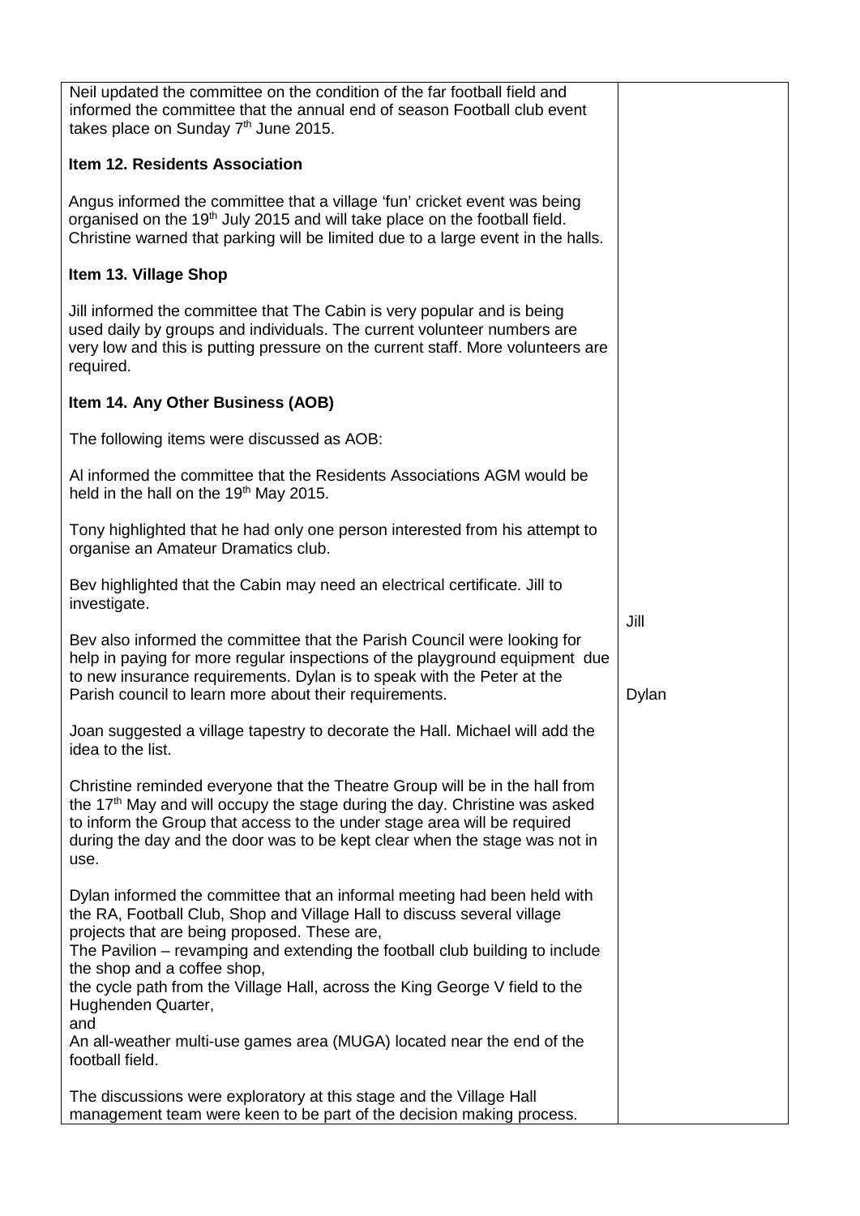| | |
|---|---|
| Neil updated the committee on the condition of the far football field and informed the committee that the annual end of season Football club event takes place on Sunday 7th June 2015.<br><br>**Item 12. Residents Association**<br><br>Angus informed the committee that a village 'fun' cricket event was being organised on the 19th July 2015 and will take place on the football field. Christine warned that parking will be limited due to a large event in the halls.<br><br>**Item 13. Village Shop**<br><br>Jill informed the committee that The Cabin is very popular and is being used daily by groups and individuals. The current volunteer numbers are very low and this is putting pressure on the current staff. More volunteers are required.<br><br>**Item 14. Any Other Business (AOB)**<br><br>The following items were discussed as AOB:<br><br>Al informed the committee that the Residents Associations AGM would be held in the hall on the 19th May 2015.<br><br>Tony highlighted that he had only one person interested from his attempt to organise an Amateur Dramatics club.<br><br>Bev highlighted that the Cabin may need an electrical certificate. Jill to investigate. | |
| | Jill |
| Bev also informed the committee that the Parish Council were looking for help in paying for more regular inspections of the playground equipment due to new insurance requirements. Dylan is to speak with the Peter at the Parish council to learn more about their requirements. | Dylan |
| Joan suggested a village tapestry to decorate the Hall. Michael will add the idea to the list.<br><br>Christine reminded everyone that the Theatre Group will be in the hall from the 17th May and will occupy the stage during the day. Christine was asked to inform the Group that access to the under stage area will be required during the day and the door was to be kept clear when the stage was not in use.<br><br>Dylan informed the committee that an informal meeting had been held with the RA, Football Club, Shop and Village Hall to discuss several village projects that are being proposed. These are,<br>The Pavilion – revamping and extending the football club building to include the shop and a coffee shop,<br>the cycle path from the Village Hall, across the King George V field to the Hughenden Quarter,<br>and<br>An all-weather multi-use games area (MUGA) located near the end of the football field.<br><br>The discussions were exploratory at this stage and the Village Hall management team were keen to be part of the decision making process. | |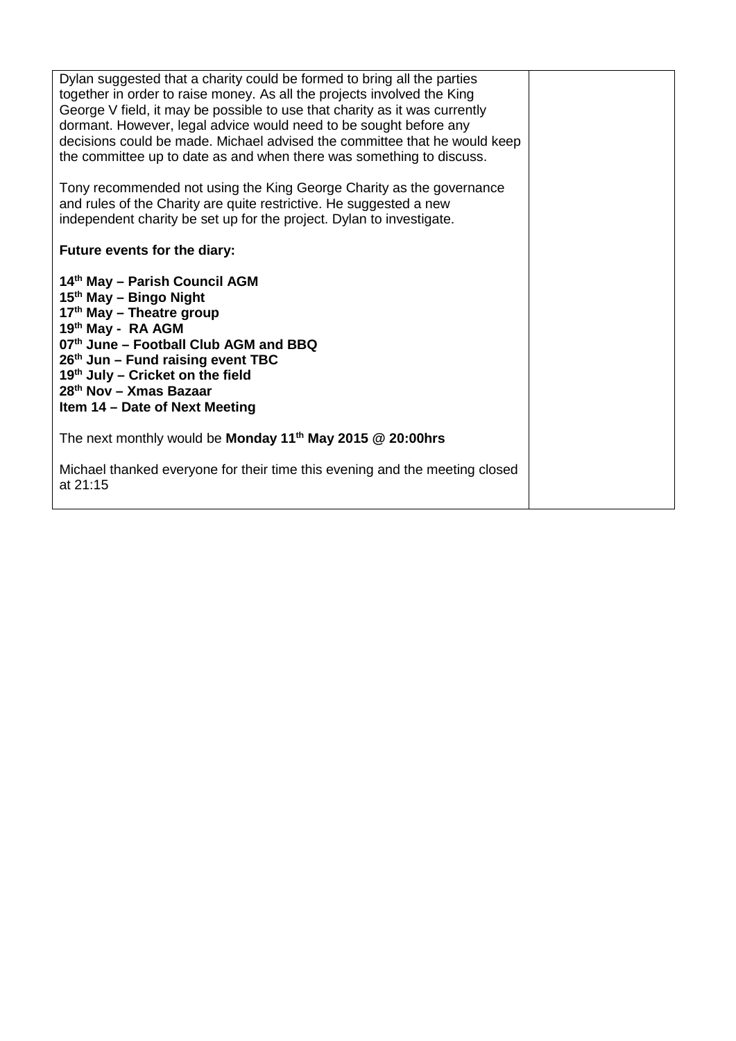| | |
|---|---|
| Dylan suggested that a charity could be formed to bring all the parties together in order to raise money. As all the projects involved the King George V field, it may be possible to use that charity as it was currently dormant. However, legal advice would need to be sought before any decisions could be made. Michael advised the committee that he would keep the committee up to date as and when there was something to discuss.<br><br>Tony recommended not using the King George Charity as the governance and rules of the Charity are quite restrictive. He suggested a new independent charity be set up for the project. Dylan to investigate.<br><br>**Future events for the diary:**<br><br>**14th May – Parish Council AGM**<br>**15th May – Bingo Night**<br>**17th May – Theatre group**<br>**19th May - RA AGM**<br>**07th June – Football Club AGM and BBQ**<br>**26th Jun – Fund raising event TBC**<br>**19th July – Cricket on the field**<br>**28th Nov – Xmas Bazaar**<br>**Item 14 – Date of Next Meeting**<br><br>The next monthly would be **Monday 11th May 2015 @ 20:00hrs**<br><br>Michael thanked everyone for their time this evening and the meeting closed at 21:15 | |